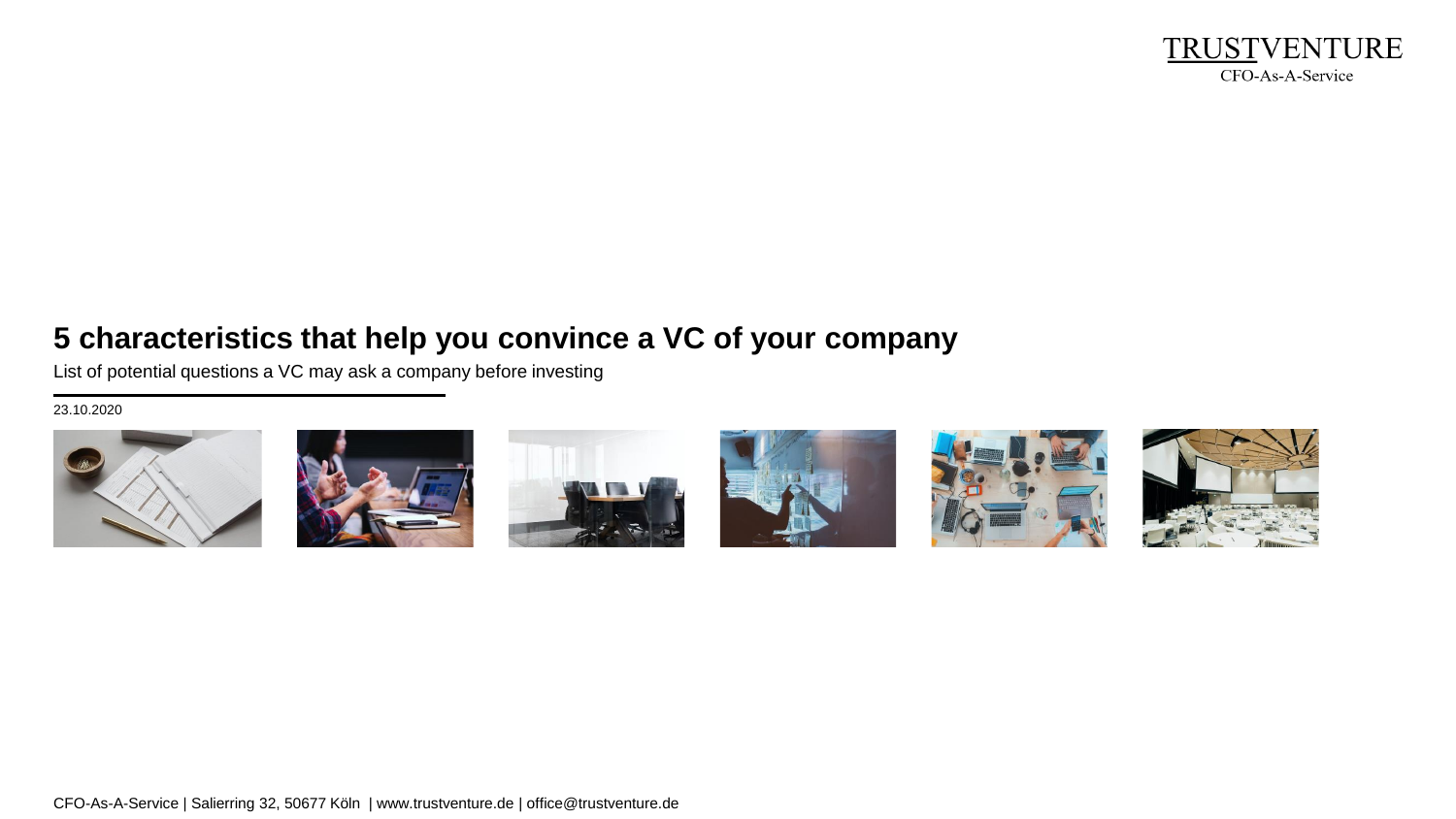TRUSTVENTURE
CFO-As-A-Service

# 5 characteristics that help you convince a VC of your company

List of potential questions a VC may ask a company before investing

23.10.2020

CFO-As-A-Service | Salierring 32, 50677 Köln | www.trustventure.de | office@trustventure.de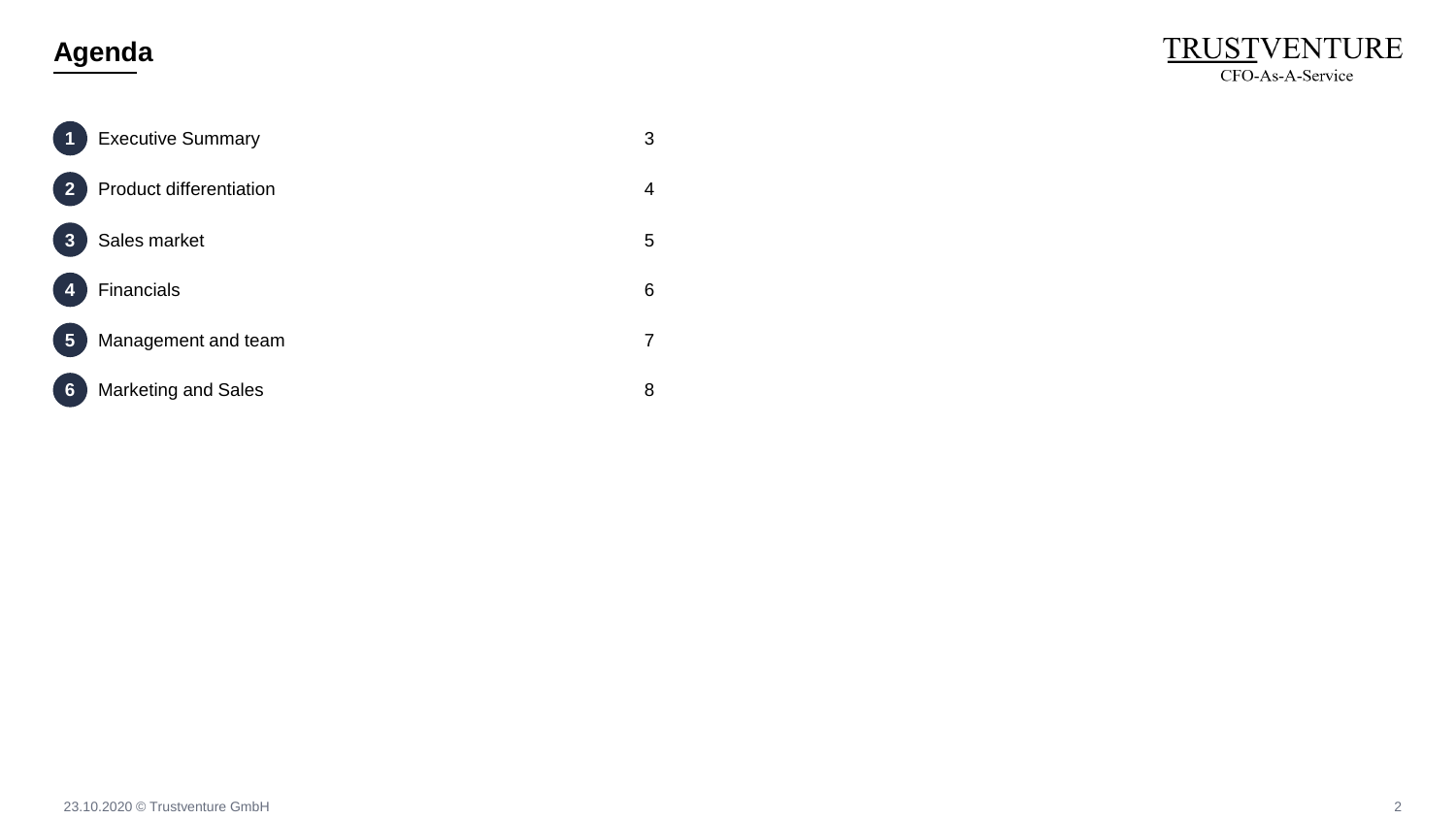# Agenda

TRUSTVENTURE
CFO-As-A-Service

| # | Section | Page |
|---|---|---|
| 1 | Executive Summary | 3 |
| 2 | Product differentiation | 4 |
| 3 | Sales market | 5 |
| 4 | Financials | 6 |
| 5 | Management and team | 7 |
| 6 | Marketing and Sales | 8 |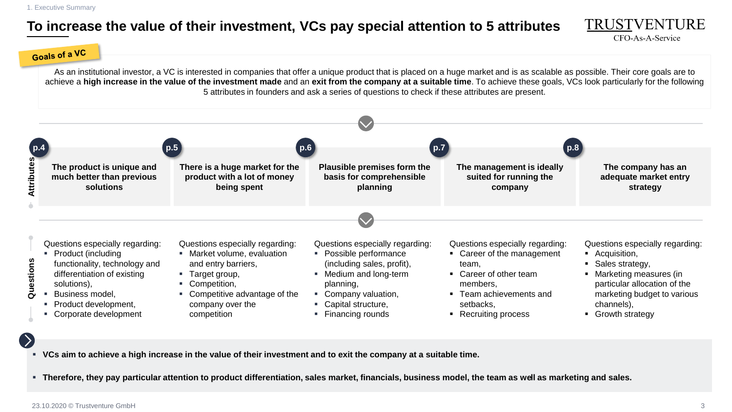# To increase the value of their investment, VCs pay special attention to 5 attributes

**Goals of a VC**

As an institutional investor, a VC is interested in companies that offer a unique product that is placed on a huge market and is as scalable as possible. Their core goals are to achieve a **high increase in the value of the investment made** and an **exit from the company at a suitable time**. To achieve these goals, VCs look particularly for the following 5 attributes in founders and ask a series of questions to check if these attributes are present.

| | p.4 | p.5 | p.6 | p.7 | p.8 |
|---|---|---|---|---|---|
| **Attributes** | **The product is unique and much better than previous solutions** | **There is a huge market for the product with a lot of money being spent** | **Plausible premises form the basis for comprehensible planning** | **The management is ideally suited for running the company** | **The company has an adequate market entry strategy** |
| **Questions** | Questions especially regarding:<br>▪ Product (including functionality, technology and differentiation of existing solutions),<br>▪ Business model,<br>▪ Product development,<br>▪ Corporate development | Questions especially regarding:<br>▪ Market volume, evaluation and entry barriers,<br>▪ Target group,<br>▪ Competition,<br>▪ Competitive advantage of the company over the competition | Questions especially regarding:<br>▪ Possible performance (including sales, profit),<br>▪ Medium and long-term planning,<br>▪ Company valuation,<br>▪ Capital structure,<br>▪ Financing rounds | Questions especially regarding:<br>▪ Career of the management team,<br>▪ Career of other team members,<br>▪ Team achievements and setbacks,<br>▪ Recruiting process | Questions especially regarding:<br>▪ Acquisition,<br>▪ Sales strategy,<br>▪ Marketing measures (in particular allocation of the marketing budget to various channels),<br>▪ Growth strategy |

- **VCs aim to achieve a high increase in the value of their investment and to exit the company at a suitable time.**
- **Therefore, they pay particular attention to product differentiation, sales market, financials, business model, the team as well as marketing and sales.**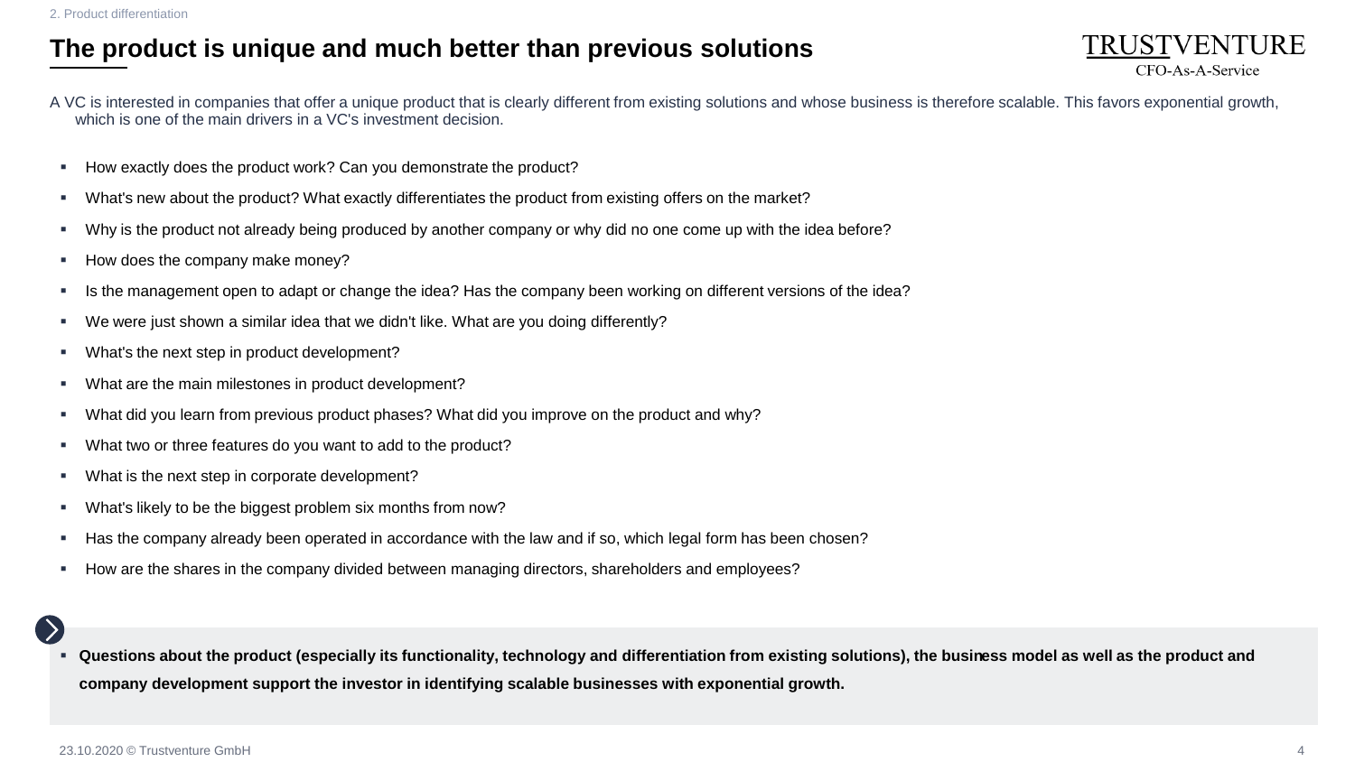2. Product differentiation

# The product is unique and much better than previous solutions

A VC is interested in companies that offer a unique product that is clearly different from existing solutions and whose business is therefore scalable. This favors exponential growth, which is one of the main drivers in a VC's investment decision.

- How exactly does the product work? Can you demonstrate the product?
- What's new about the product? What exactly differentiates the product from existing offers on the market?
- Why is the product not already being produced by another company or why did no one come up with the idea before?
- How does the company make money?
- Is the management open to adapt or change the idea? Has the company been working on different versions of the idea?
- We were just shown a similar idea that we didn't like. What are you doing differently?
- What's the next step in product development?
- What are the main milestones in product development?
- What did you learn from previous product phases? What did you improve on the product and why?
- What two or three features do you want to add to the product?
- What is the next step in corporate development?
- What's likely to be the biggest problem six months from now?
- Has the company already been operated in accordance with the law and if so, which legal form has been chosen?
- How are the shares in the company divided between managing directors, shareholders and employees?

- **Questions about the product (especially its functionality, technology and differentiation from existing solutions), the business model as well as the product and company development support the investor in identifying scalable businesses with exponential growth.**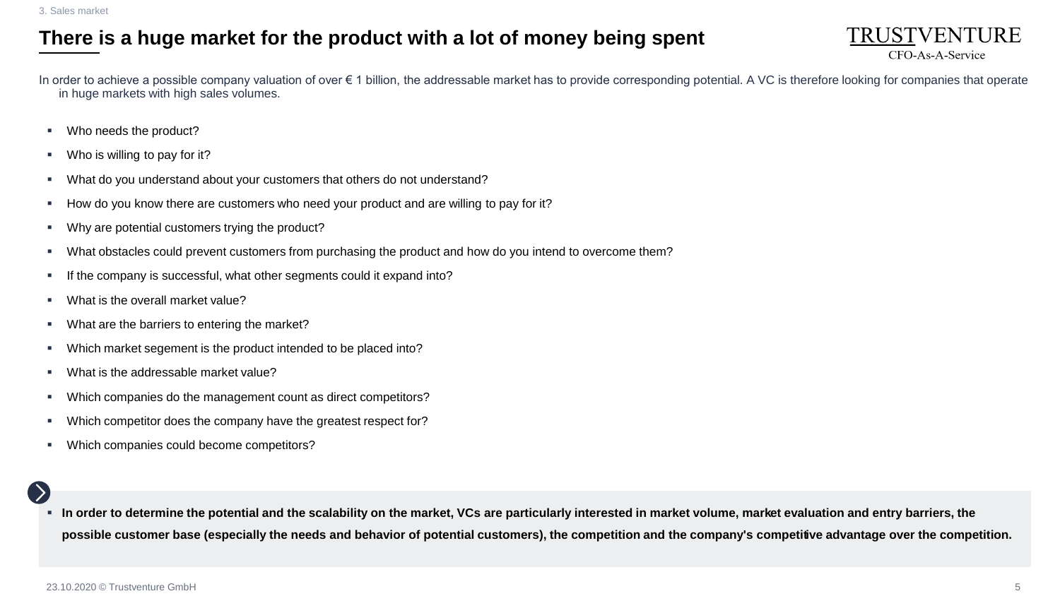# There is a huge market for the product with a lot of money being spent

In order to achieve a possible company valuation of over € 1 billion, the addressable market has to provide corresponding potential. A VC is therefore looking for companies that operate in huge markets with high sales volumes.

- Who needs the product?
- Who is willing to pay for it?
- What do you understand about your customers that others do not understand?
- How do you know there are customers who need your product and are willing to pay for it?
- Why are potential customers trying the product?
- What obstacles could prevent customers from purchasing the product and how do you intend to overcome them?
- If the company is successful, what other segments could it expand into?
- What is the overall market value?
- What are the barriers to entering the market?
- Which market segement is the product intended to be placed into?
- What is the addressable market value?
- Which companies do the management count as direct competitors?
- Which competitor does the company have the greatest respect for?
- Which companies could become competitors?

- **In order to determine the potential and the scalability on the market, VCs are particularly interested in market volume, market evaluation and entry barriers, the possible customer base (especially the needs and behavior of potential customers), the competition and the company's competitive advantage over the competition.**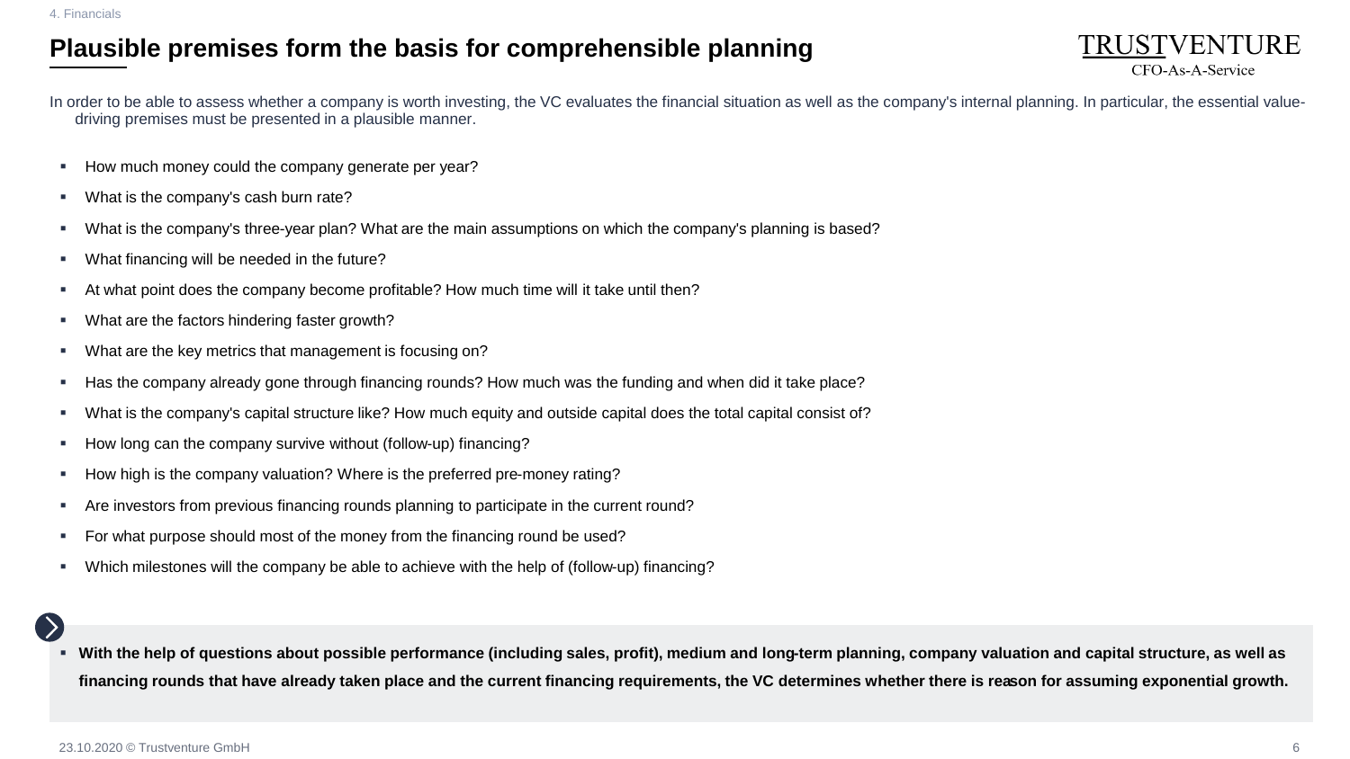4. Financials

# Plausible premises form the basis for comprehensible planning

TRUSTVENTURE
CFO-As-A-Service

In order to be able to assess whether a company is worth investing, the VC evaluates the financial situation as well as the company's internal planning. In particular, the essential value-driving premises must be presented in a plausible manner.

- How much money could the company generate per year?
- What is the company's cash burn rate?
- What is the company's three-year plan? What are the main assumptions on which the company's planning is based?
- What financing will be needed in the future?
- At what point does the company become profitable? How much time will it take until then?
- What are the factors hindering faster growth?
- What are the key metrics that management is focusing on?
- Has the company already gone through financing rounds? How much was the funding and when did it take place?
- What is the company's capital structure like? How much equity and outside capital does the total capital consist of?
- How long can the company survive without (follow-up) financing?
- How high is the company valuation? Where is the preferred pre-money rating?
- Are investors from previous financing rounds planning to participate in the current round?
- For what purpose should most of the money from the financing round be used?
- Which milestones will the company be able to achieve with the help of (follow-up) financing?

- **With the help of questions about possible performance (including sales, profit), medium and long-term planning, company valuation and capital structure, as well as financing rounds that have already taken place and the current financing requirements, the VC determines whether there is reason for assuming exponential growth.**

23.10.2020 © Trustventure GmbH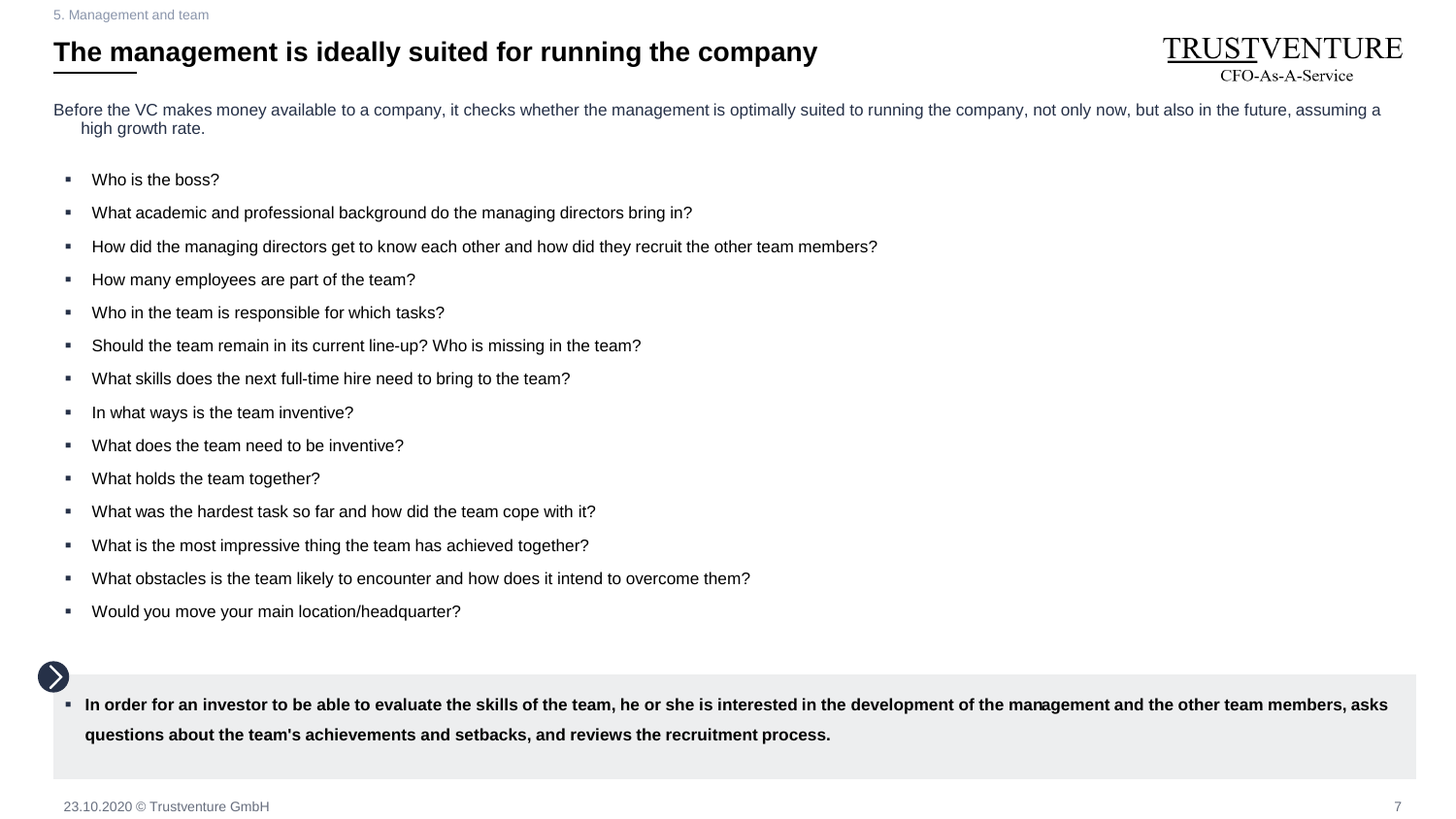5. Management and team

# The management is ideally suited for running the company

Before the VC makes money available to a company, it checks whether the management is optimally suited to running the company, not only now, but also in the future, assuming a high growth rate.

- Who is the boss?
- What academic and professional background do the managing directors bring in?
- How did the managing directors get to know each other and how did they recruit the other team members?
- How many employees are part of the team?
- Who in the team is responsible for which tasks?
- Should the team remain in its current line-up? Who is missing in the team?
- What skills does the next full-time hire need to bring to the team?
- In what ways is the team inventive?
- What does the team need to be inventive?
- What holds the team together?
- What was the hardest task so far and how did the team cope with it?
- What is the most impressive thing the team has achieved together?
- What obstacles is the team likely to encounter and how does it intend to overcome them?
- Would you move your main location/headquarter?

- **In order for an investor to be able to evaluate the skills of the team, he or she is interested in the development of the management and the other team members, asks questions about the team's achievements and setbacks, and reviews the recruitment process.**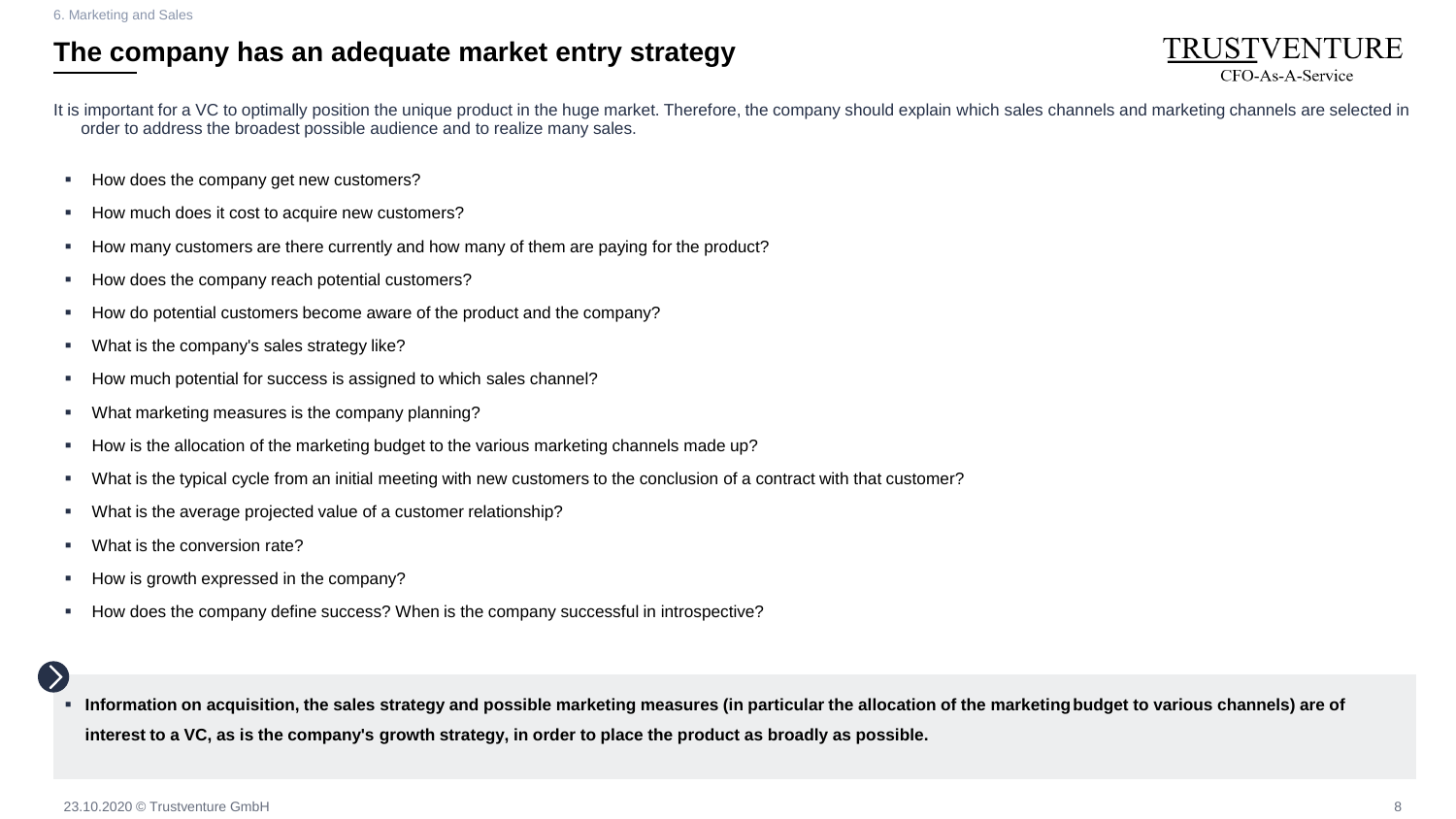# The company has an adequate market entry strategy

It is important for a VC to optimally position the unique product in the huge market. Therefore, the company should explain which sales channels and marketing channels are selected in order to address the broadest possible audience and to realize many sales.

- How does the company get new customers?
- How much does it cost to acquire new customers?
- How many customers are there currently and how many of them are paying for the product?
- How does the company reach potential customers?
- How do potential customers become aware of the product and the company?
- What is the company's sales strategy like?
- How much potential for success is assigned to which sales channel?
- What marketing measures is the company planning?
- How is the allocation of the marketing budget to the various marketing channels made up?
- What is the typical cycle from an initial meeting with new customers to the conclusion of a contract with that customer?
- What is the average projected value of a customer relationship?
- What is the conversion rate?
- How is growth expressed in the company?
- How does the company define success? When is the company successful in introspective?

- **Information on acquisition, the sales strategy and possible marketing measures (in particular the allocation of the marketing budget to various channels) are of interest to a VC, as is the company's growth strategy, in order to place the product as broadly as possible.**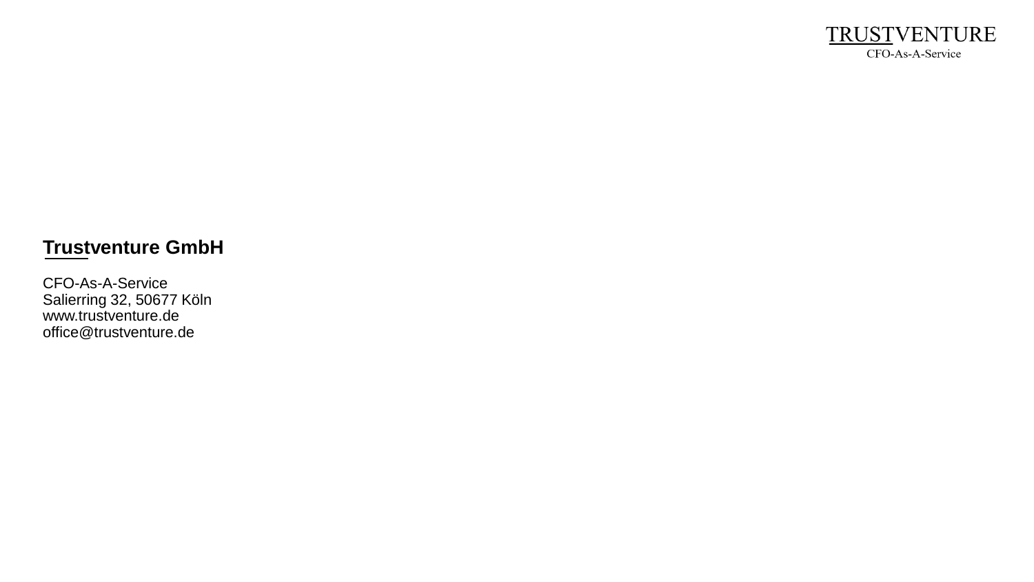TRUSTVENTURE
CFO-As-A-Service

**Trustventure GmbH**

CFO-As-A-Service
Salierring 32, 50677 Köln
www.trustventure.de
office@trustventure.de